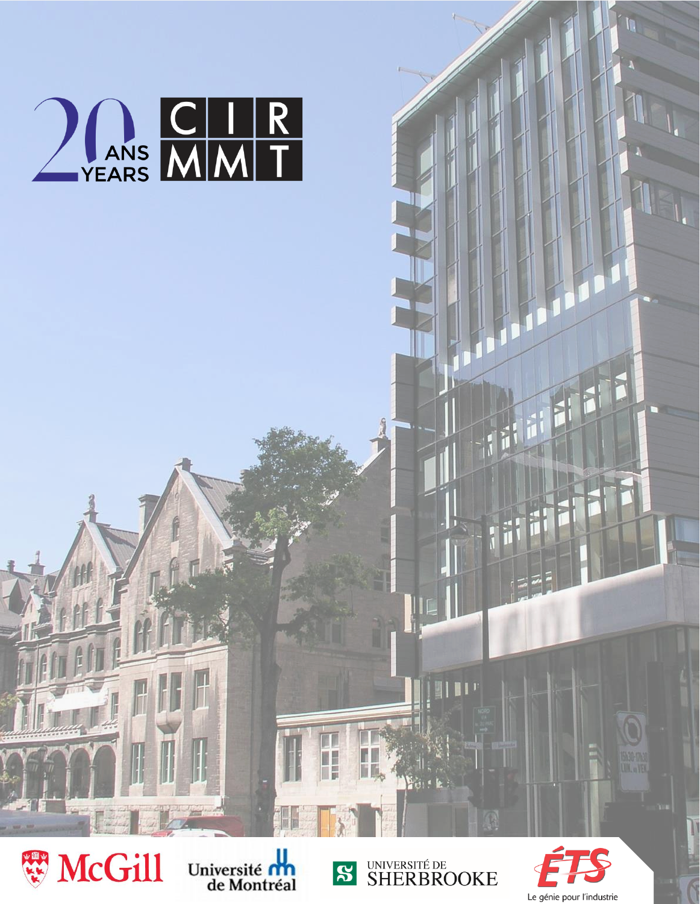20 ANS YEARS

CIRMMT

McGill

Université de Montréal

UNIVERSITÉ DE SHERBROOKE

ÉTS

Le génie pour l'industrie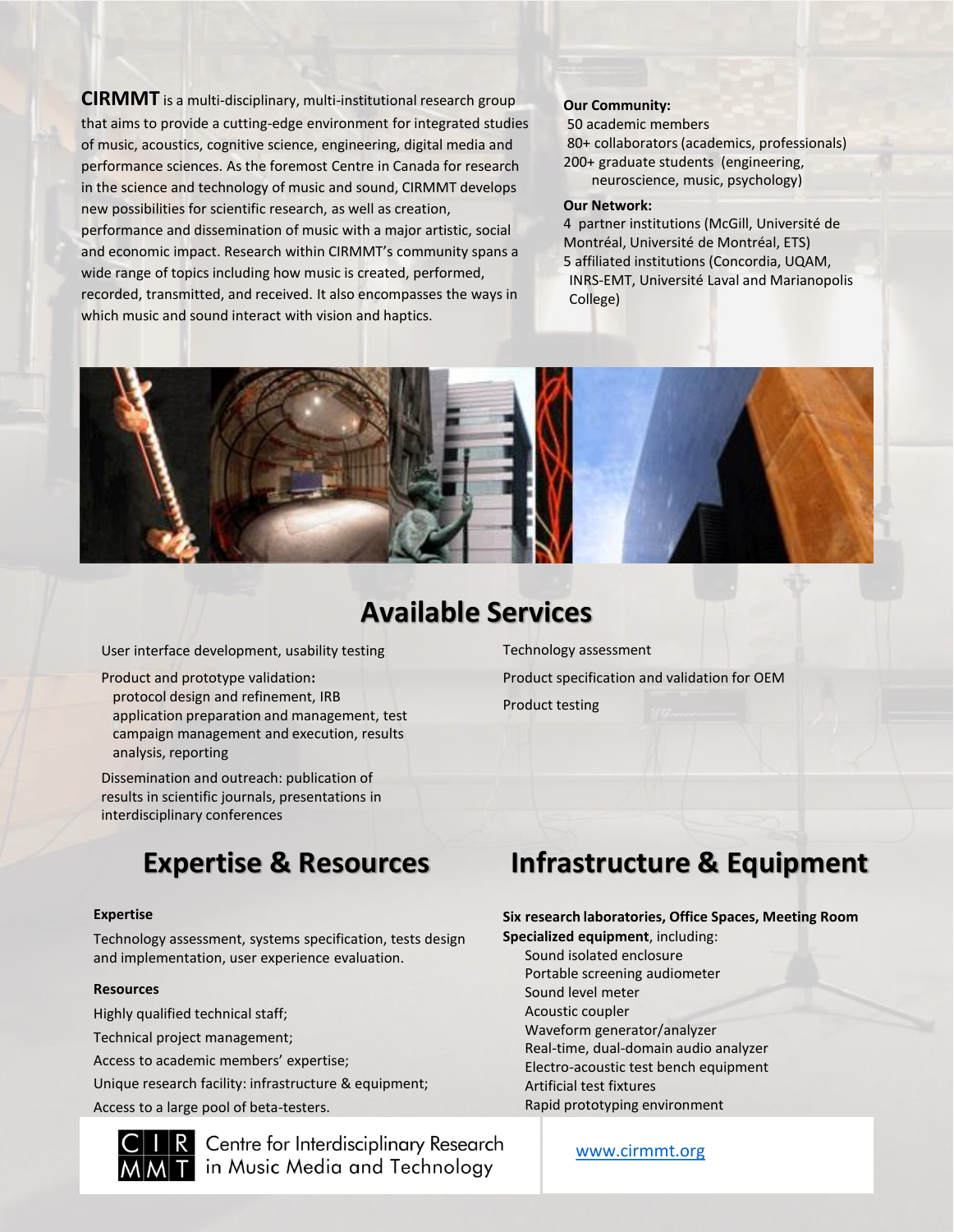**CIRMMT** is a multi-disciplinary, multi-institutional research group that aims to provide a cutting-edge environment for integrated studies of music, acoustics, cognitive science, engineering, digital media and performance sciences. As the foremost Centre in Canada for research in the science and technology of music and sound, CIRMMT develops new possibilities for scientific research, as well as creation, performance and dissemination of music with a major artistic, social and economic impact. Research within CIRMMT's community spans a wide range of topics including how music is created, performed, recorded, transmitted, and received. It also encompasses the ways in which music and sound interact with vision and haptics.

**Our Community:**

50 academic members
80+ collaborators (academics, professionals)
200+ graduate students (engineering, neuroscience, music, psychology)

**Our Network:**

4 partner institutions (McGill, Université de Montréal, Université de Montréal, ETS)
5 affiliated institutions (Concordia, UQAM, INRS-EMT, Université Laval and Marianopolis College)

## Available Services

User interface development, usability testing

Product and prototype validation**:**
protocol design and refinement, IRB application preparation and management, test campaign management and execution, results analysis, reporting

Dissemination and outreach: publication of results in scientific journals, presentations in interdisciplinary conferences

Technology assessment

Product specification and validation for OEM

Product testing

## Expertise & Resources

**Expertise**

Technology assessment, systems specification, tests design and implementation, user experience evaluation.

**Resources**

Highly qualified technical staff;

Technical project management;

Access to academic members' expertise;

Unique research facility: infrastructure & equipment;

Access to a large pool of beta-testers.

## Infrastructure & Equipment

**Six research laboratories, Office Spaces, Meeting Room**

**Specialized equipment**, including:

Sound isolated enclosure
Portable screening audiometer
Sound level meter
Acoustic coupler
Waveform generator/analyzer
Real-time, dual-domain audio analyzer
Electro-acoustic test bench equipment
Artificial test fixtures
Rapid prototyping environment

CIRMMT Centre for Interdisciplinary Research in Music Media and Technology

www.cirmmt.org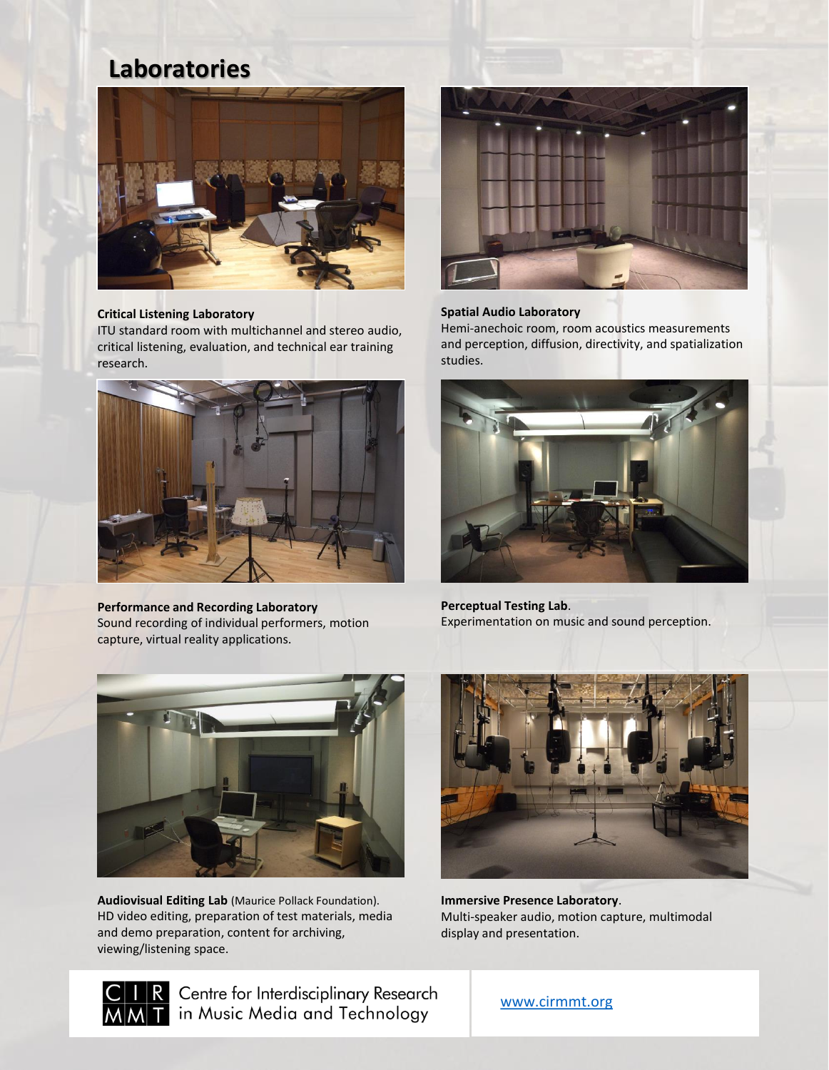# Laboratories

**Critical Listening Laboratory**
ITU standard room with multichannel and stereo audio, critical listening, evaluation, and technical ear training research.

**Spatial Audio Laboratory**
Hemi-anechoic room, room acoustics measurements and perception, diffusion, directivity, and spatialization studies.

**Performance and Recording Laboratory**
Sound recording of individual performers, motion capture, virtual reality applications.

**Perceptual Testing Lab**.
Experimentation on music and sound perception.

**Audiovisual Editing Lab** (Maurice Pollack Foundation).
HD video editing, preparation of test materials, media and demo preparation, content for archiving, viewing/listening space.

**Immersive Presence Laboratory**.
Multi-speaker audio, motion capture, multimodal display and presentation.

CIRMMT Centre for Interdisciplinary Research in Music Media and Technology

www.cirmmt.org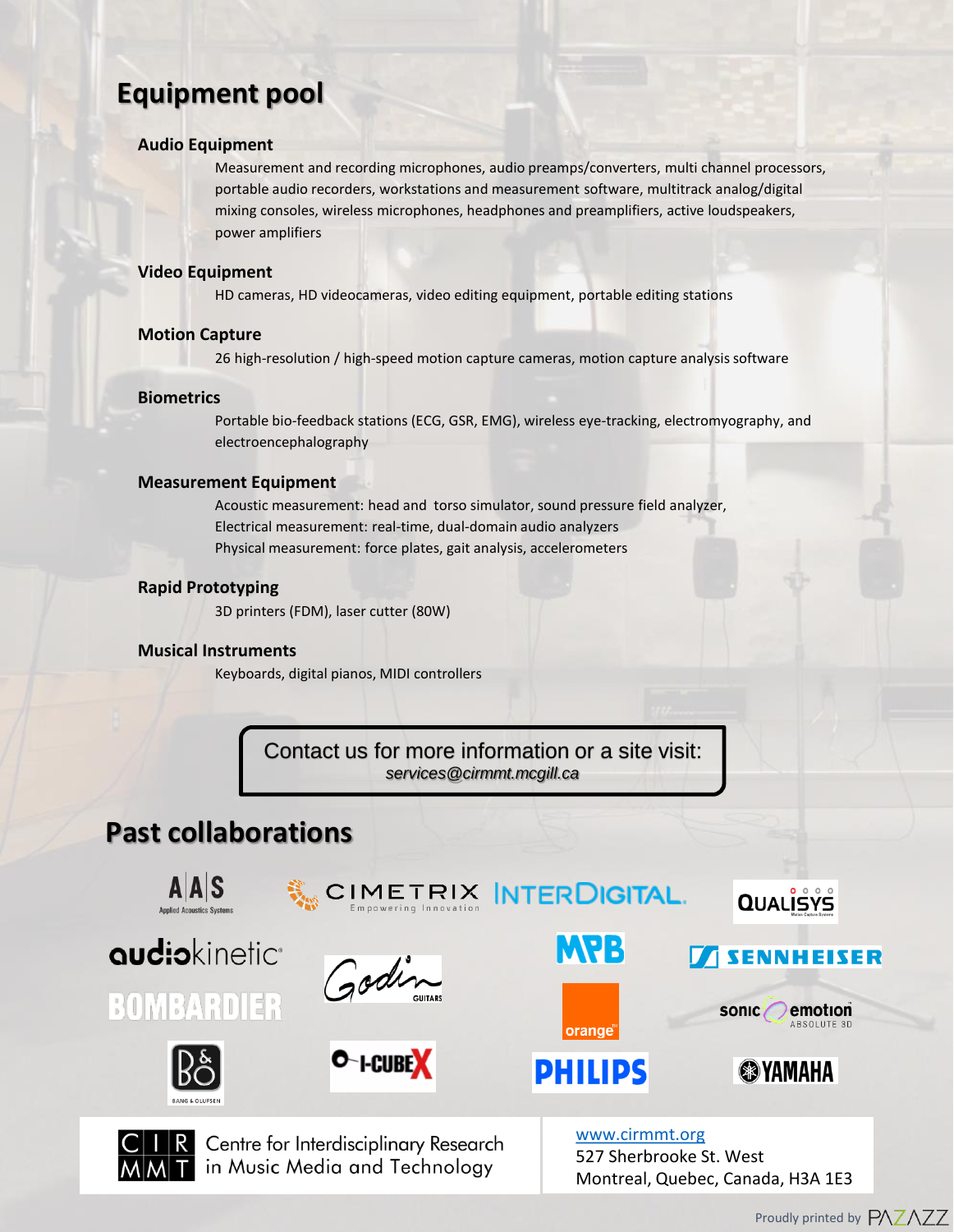# Equipment pool

### Audio Equipment

Measurement and recording microphones, audio preamps/converters, multi channel processors, portable audio recorders, workstations and measurement software, multitrack analog/digital mixing consoles, wireless microphones, headphones and preamplifiers, active loudspeakers, power amplifiers

### Video Equipment

HD cameras, HD videocameras, video editing equipment, portable editing stations

### Motion Capture

26 high-resolution / high-speed motion capture cameras, motion capture analysis software

### Biometrics

Portable bio-feedback stations (ECG, GSR, EMG), wireless eye-tracking, electromyography, and electroencephalography

### Measurement Equipment

Acoustic measurement: head and torso simulator, sound pressure field analyzer,
Electrical measurement: real-time, dual-domain audio analyzers
Physical measurement: force plates, gait analysis, accelerometers

### Rapid Prototyping

3D printers (FDM), laser cutter (80W)

### Musical Instruments

Keyboards, digital pianos, MIDI controllers

Contact us for more information or a site visit:
*services@cirmmt.mcgill.ca*

# Past collaborations

AAS Applied Acoustics Systems
CIMETRIX Empowering Innovation
InterDigital
Qualisys
audiokinetic
Godin Guitars
MPB
Sennheiser
Bombardier
orange
sonic emotion absolute 3D
B&O Bang & Olufsen
I-CubeX
Philips
Yamaha

CIRMMT Centre for Interdisciplinary Research in Music Media and Technology

www.cirmmt.org
527 Sherbrooke St. West
Montreal, Quebec, Canada, H3A 1E3

Proudly printed by PAZAZZ